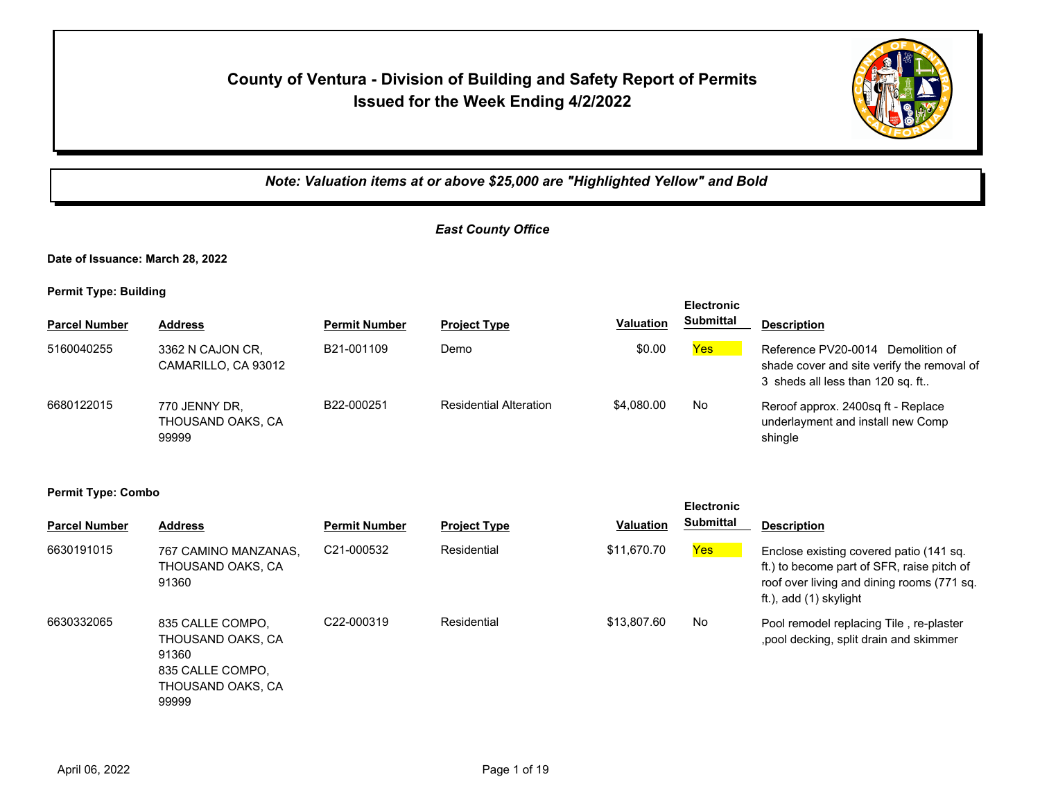# County of Ventura - Division of Building and Safety Report of Permits Issued for the Week Ending 4/2/2022

***Note: Valuation items at or above $25,000 are "Highlighted Yellow" and Bold***

*East County Office*

**Date of Issuance: March 28, 2022**

**Permit Type: Building**

| Parcel Number | Address | Permit Number | Project Type | Valuation | Electronic Submittal | Description |
|---|---|---|---|---|---|---|
| 5160040255 | 3362 N CAJON CR, CAMARILLO, CA 93012 | B21-001109 | Demo | $0.00 | Yes | Reference PV20-0014 Demolition of shade cover and site verify the removal of 3 sheds all less than 120 sq. ft.. |
| 6680122015 | 770 JENNY DR, THOUSAND OAKS, CA 99999 | B22-000251 | Residential Alteration | $4,080.00 | No | Reroof approx. 2400sq ft - Replace underlayment and install new Comp shingle |

**Permit Type: Combo**

| Parcel Number | Address | Permit Number | Project Type | Valuation | Electronic Submittal | Description |
|---|---|---|---|---|---|---|
| 6630191015 | 767 CAMINO MANZANAS, THOUSAND OAKS, CA 91360 | C21-000532 | Residential | $11,670.70 | Yes | Enclose existing covered patio (141 sq. ft.) to become part of SFR, raise pitch of roof over living and dining rooms (771 sq. ft.), add (1) skylight |
| 6630332065 | 835 CALLE COMPO, THOUSAND OAKS, CA 91360<br>835 CALLE COMPO, THOUSAND OAKS, CA 99999 | C22-000319 | Residential | $13,807.60 | No | Pool remodel replacing Tile , re-plaster ,pool decking, split drain and skimmer |

April 06, 2022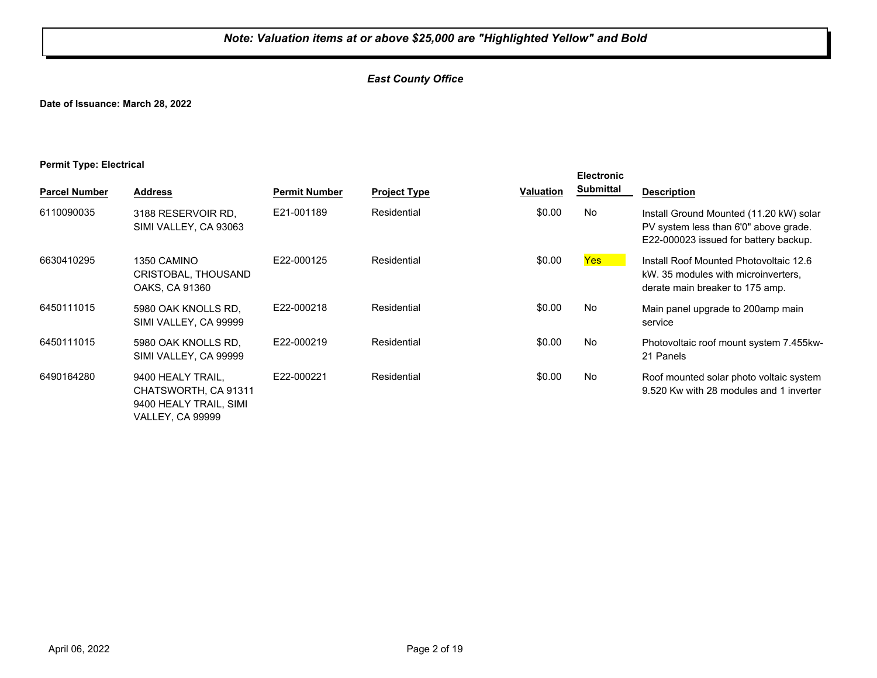***Note: Valuation items at or above $25,000 are "Highlighted Yellow" and Bold***

***East County Office***

**Date of Issuance: March 28, 2022**

**Permit Type: Electrical**

| Parcel Number | Address | Permit Number | Project Type | Valuation | Electronic Submittal | Description |
|---|---|---|---|---|---|---|
| 6110090035 | 3188 RESERVOIR RD, SIMI VALLEY, CA 93063 | E21-001189 | Residential | $0.00 | No | Install Ground Mounted (11.20 kW) solar PV system less than 6'0" above grade. E22-000023 issued for battery backup. |
| 6630410295 | 1350 CAMINO CRISTOBAL, THOUSAND OAKS, CA 91360 | E22-000125 | Residential | $0.00 | Yes | Install Roof Mounted Photovoltaic 12.6 kW. 35 modules with microinverters, derate main breaker to 175 amp. |
| 6450111015 | 5980 OAK KNOLLS RD, SIMI VALLEY, CA 99999 | E22-000218 | Residential | $0.00 | No | Main panel upgrade to 200amp main service |
| 6450111015 | 5980 OAK KNOLLS RD, SIMI VALLEY, CA 99999 | E22-000219 | Residential | $0.00 | No | Photovoltaic roof mount system 7.455kw-21 Panels |
| 6490164280 | 9400 HEALY TRAIL, CHATSWORTH, CA 91311 9400 HEALY TRAIL, SIMI VALLEY, CA 99999 | E22-000221 | Residential | $0.00 | No | Roof mounted solar photo voltaic system 9.520 Kw with 28 modules and 1 inverter |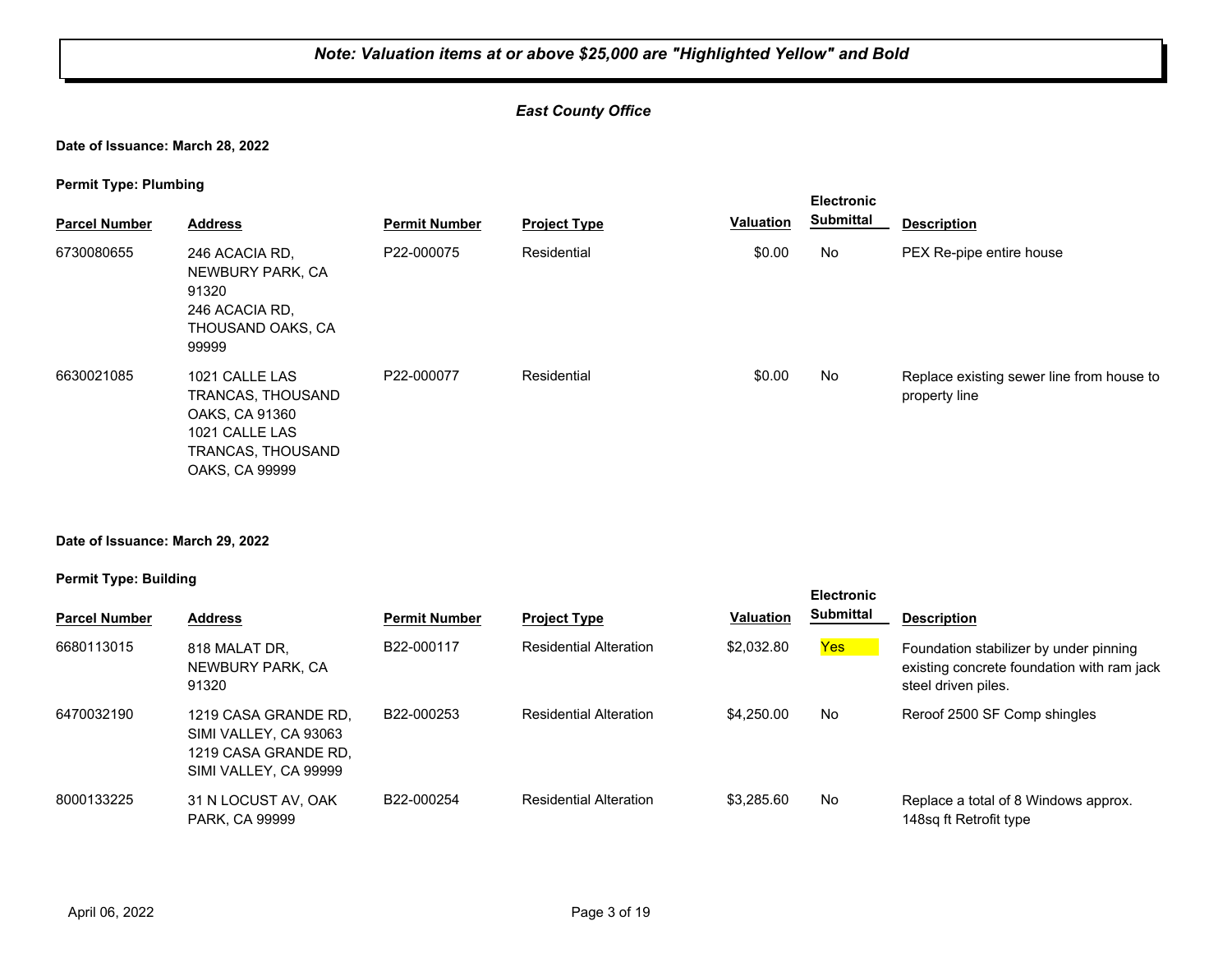***Note: Valuation items at or above $25,000 are "Highlighted Yellow" and Bold***

***East County Office***

**Date of Issuance: March 28, 2022**

**Permit Type: Plumbing**

| Parcel Number | Address | Permit Number | Project Type | Valuation | Electronic Submittal | Description |
|---|---|---|---|---|---|---|
| 6730080655 | 246 ACACIA RD, NEWBURY PARK, CA 91320 246 ACACIA RD, THOUSAND OAKS, CA 99999 | P22-000075 | Residential | $0.00 | No | PEX Re-pipe entire house |
| 6630021085 | 1021 CALLE LAS TRANCAS, THOUSAND OAKS, CA 91360 1021 CALLE LAS TRANCAS, THOUSAND OAKS, CA 99999 | P22-000077 | Residential | $0.00 | No | Replace existing sewer line from house to property line |

**Date of Issuance: March 29, 2022**

**Permit Type: Building**

| Parcel Number | Address | Permit Number | Project Type | Valuation | Electronic Submittal | Description |
|---|---|---|---|---|---|---|
| 6680113015 | 818 MALAT DR, NEWBURY PARK, CA 91320 | B22-000117 | Residential Alteration | $2,032.80 | Yes | Foundation stabilizer by under pinning existing concrete foundation with ram jack steel driven piles. |
| 6470032190 | 1219 CASA GRANDE RD, SIMI VALLEY, CA 93063 1219 CASA GRANDE RD, SIMI VALLEY, CA 99999 | B22-000253 | Residential Alteration | $4,250.00 | No | Reroof 2500 SF Comp shingles |
| 8000133225 | 31 N LOCUST AV, OAK PARK, CA 99999 | B22-000254 | Residential Alteration | $3,285.60 | No | Replace a total of 8 Windows approx. 148sq ft Retrofit type |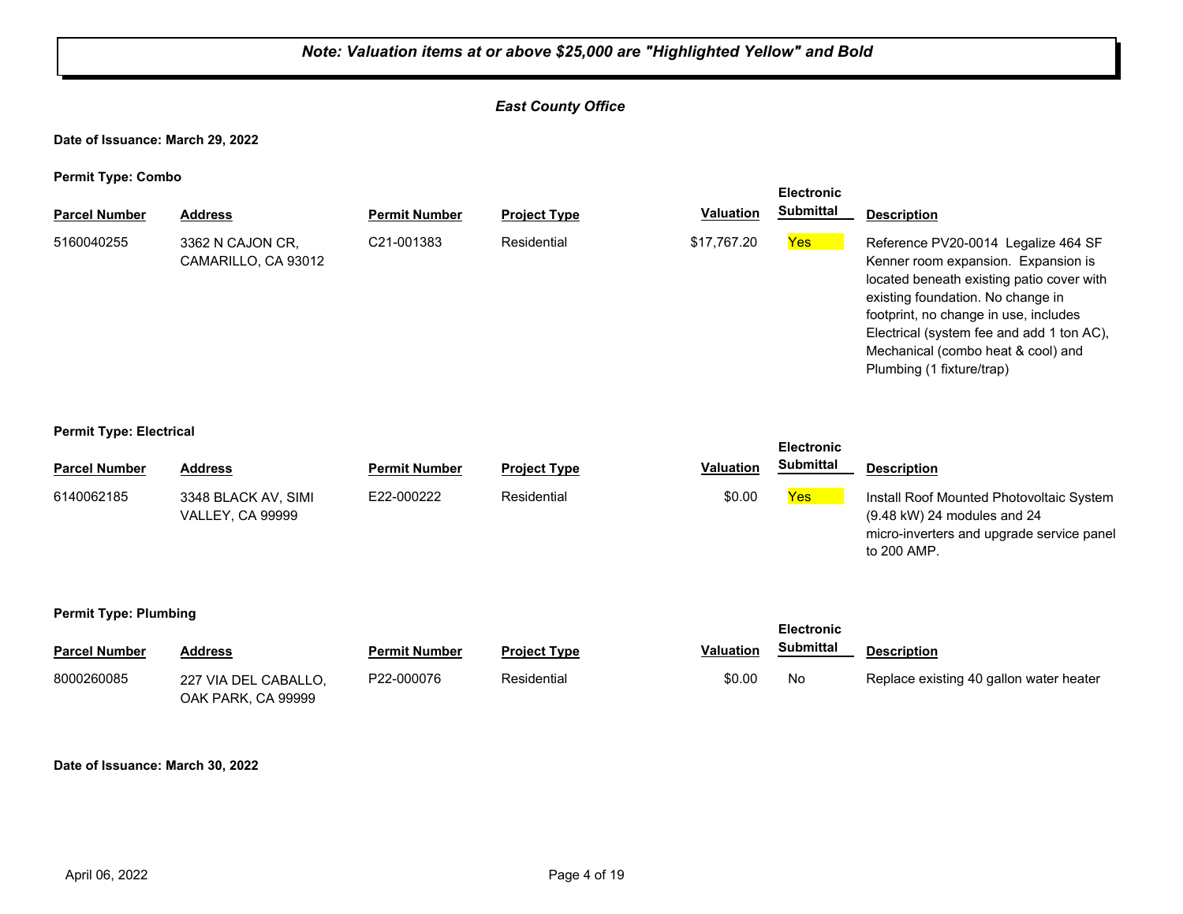***Note: Valuation items at or above $25,000 are "Highlighted Yellow" and Bold***

***East County Office***

**Date of Issuance: March 29, 2022**

**Permit Type: Combo**

| Parcel Number | Address | Permit Number | Project Type | Valuation | Electronic Submittal | Description |
|---|---|---|---|---|---|---|
| 5160040255 | 3362 N CAJON CR, CAMARILLO, CA 93012 | C21-001383 | Residential | $17,767.20 | Yes | Reference PV20-0014 Legalize 464 SF Kenner room expansion. Expansion is located beneath existing patio cover with existing foundation. No change in footprint, no change in use, includes Electrical (system fee and add 1 ton AC), Mechanical (combo heat & cool) and Plumbing (1 fixture/trap) |

**Permit Type: Electrical**

| Parcel Number | Address | Permit Number | Project Type | Valuation | Electronic Submittal | Description |
|---|---|---|---|---|---|---|
| 6140062185 | 3348 BLACK AV, SIMI VALLEY, CA 99999 | E22-000222 | Residential | $0.00 | Yes | Install Roof Mounted Photovoltaic System (9.48 kW) 24 modules and 24 micro-inverters and upgrade service panel to 200 AMP. |

**Permit Type: Plumbing**

| Parcel Number | Address | Permit Number | Project Type | Valuation | Electronic Submittal | Description |
|---|---|---|---|---|---|---|
| 8000260085 | 227 VIA DEL CABALLO, OAK PARK, CA 99999 | P22-000076 | Residential | $0.00 | No | Replace existing 40 gallon water heater |

**Date of Issuance: March 30, 2022**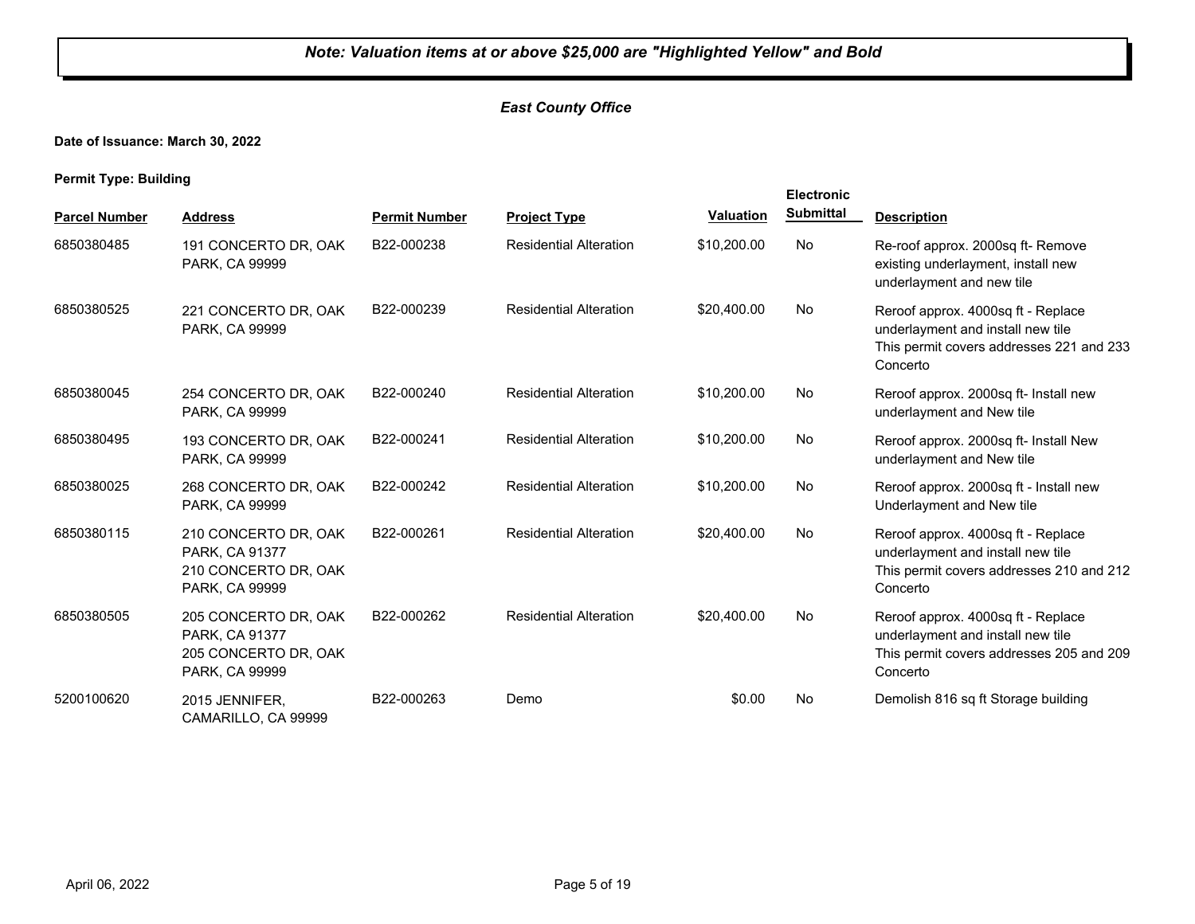*Note: Valuation items at or above $25,000 are "Highlighted Yellow" and Bold*

*East County Office*

**Date of Issuance: March 30, 2022**

**Permit Type: Building**

| Parcel Number | Address | Permit Number | Project Type | Valuation | Electronic Submittal | Description |
|---|---|---|---|---|---|---|
| 6850380485 | 191 CONCERTO DR, OAK PARK, CA 99999 | B22-000238 | Residential Alteration | $10,200.00 | No | Re-roof approx. 2000sq ft- Remove existing underlayment, install new underlayment and new tile |
| 6850380525 | 221 CONCERTO DR, OAK PARK, CA 99999 | B22-000239 | Residential Alteration | $20,400.00 | No | Reroof approx. 4000sq ft - Replace underlayment and install new tile This permit covers addresses 221 and 233 Concerto |
| 6850380045 | 254 CONCERTO DR, OAK PARK, CA 99999 | B22-000240 | Residential Alteration | $10,200.00 | No | Reroof approx. 2000sq ft- Install new underlayment and New tile |
| 6850380495 | 193 CONCERTO DR, OAK PARK, CA 99999 | B22-000241 | Residential Alteration | $10,200.00 | No | Reroof approx. 2000sq ft- Install New underlayment and New tile |
| 6850380025 | 268 CONCERTO DR, OAK PARK, CA 99999 | B22-000242 | Residential Alteration | $10,200.00 | No | Reroof approx. 2000sq ft - Install new Underlayment and New tile |
| 6850380115 | 210 CONCERTO DR, OAK PARK, CA 91377 210 CONCERTO DR, OAK PARK, CA 99999 | B22-000261 | Residential Alteration | $20,400.00 | No | Reroof approx. 4000sq ft - Replace underlayment and install new tile This permit covers addresses 210 and 212 Concerto |
| 6850380505 | 205 CONCERTO DR, OAK PARK, CA 91377 205 CONCERTO DR, OAK PARK, CA 99999 | B22-000262 | Residential Alteration | $20,400.00 | No | Reroof approx. 4000sq ft - Replace underlayment and install new tile This permit covers addresses 205 and 209 Concerto |
| 5200100620 | 2015 JENNIFER, CAMARILLO, CA 99999 | B22-000263 | Demo | $0.00 | No | Demolish 816 sq ft Storage building |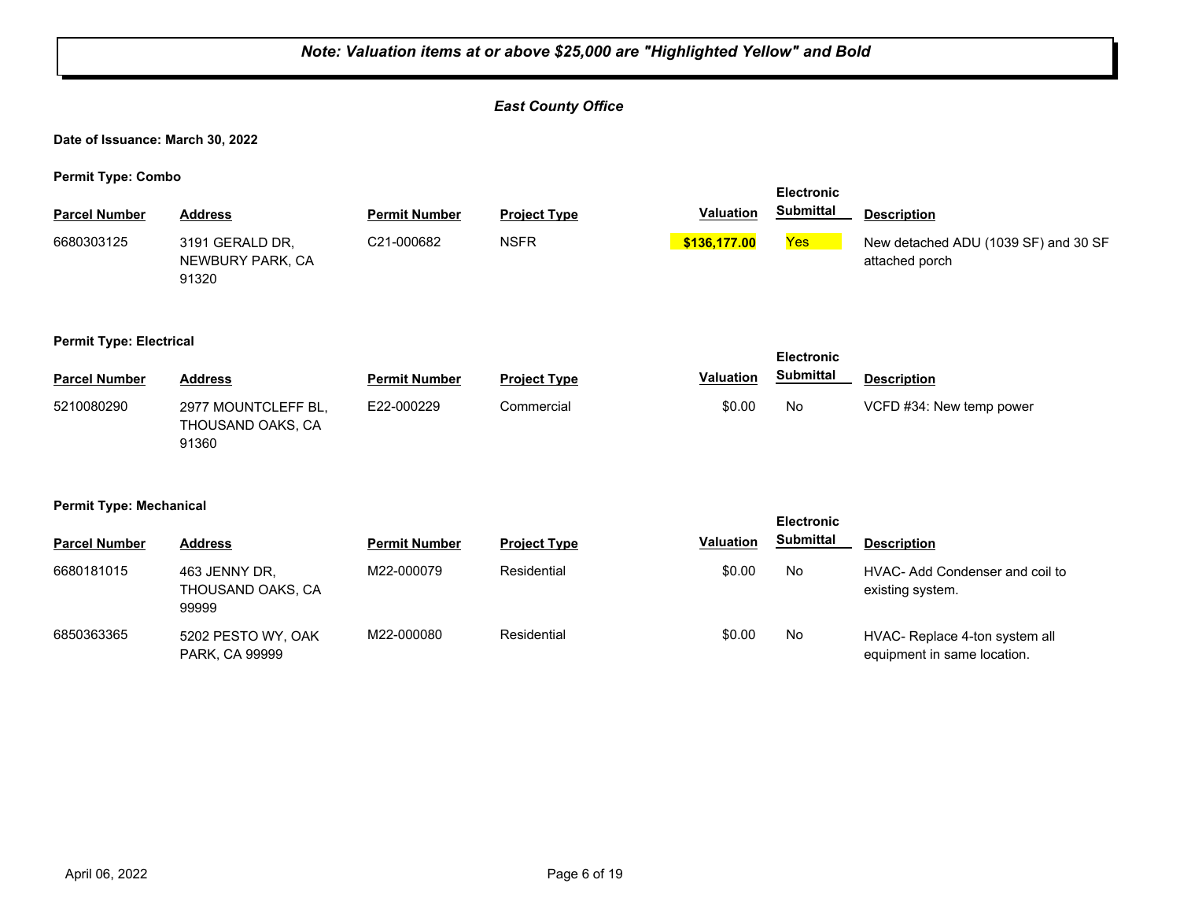***Note: Valuation items at or above $25,000 are "Highlighted Yellow" and Bold***

***East County Office***

**Date of Issuance: March 30, 2022**

**Permit Type: Combo**

| Parcel Number | Address | Permit Number | Project Type | Valuation | Electronic Submittal | Description |
|---|---|---|---|---|---|---|
| 6680303125 | 3191 GERALD DR, NEWBURY PARK, CA 91320 | C21-000682 | NSFR | **$136,177.00** | Yes | New detached ADU (1039 SF) and 30 SF attached porch |

**Permit Type: Electrical**

| Parcel Number | Address | Permit Number | Project Type | Valuation | Electronic Submittal | Description |
|---|---|---|---|---|---|---|
| 5210080290 | 2977 MOUNTCLEFF BL, THOUSAND OAKS, CA 91360 | E22-000229 | Commercial | $0.00 | No | VCFD #34: New temp power |

**Permit Type: Mechanical**

| Parcel Number | Address | Permit Number | Project Type | Valuation | Electronic Submittal | Description |
|---|---|---|---|---|---|---|
| 6680181015 | 463 JENNY DR, THOUSAND OAKS, CA 99999 | M22-000079 | Residential | $0.00 | No | HVAC- Add Condenser and coil to existing system. |
| 6850363365 | 5202 PESTO WY, OAK PARK, CA 99999 | M22-000080 | Residential | $0.00 | No | HVAC- Replace 4-ton system all equipment in same location. |

April 06, 2022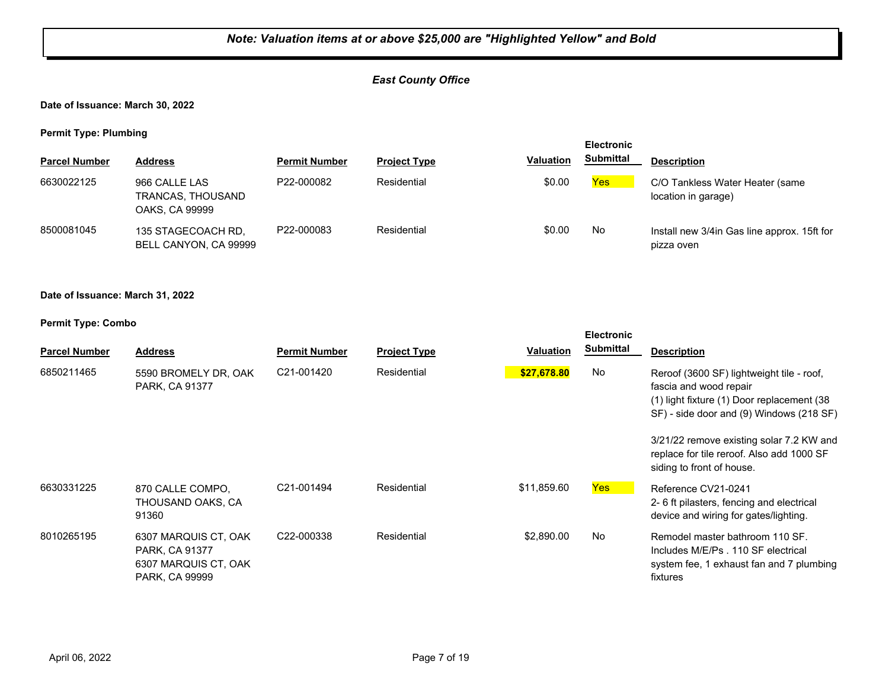***Note: Valuation items at or above $25,000 are "Highlighted Yellow" and Bold***

***East County Office***

**Date of Issuance: March 30, 2022**

**Permit Type: Plumbing**

| Parcel Number | Address | Permit Number | Project Type | Valuation | Electronic Submittal | Description |
|---|---|---|---|---|---|---|
| 6630022125 | 966 CALLE LAS TRANCAS, THOUSAND OAKS, CA 99999 | P22-000082 | Residential | $0.00 | Yes | C/O Tankless Water Heater (same location in garage) |
| 8500081045 | 135 STAGECOACH RD, BELL CANYON, CA 99999 | P22-000083 | Residential | $0.00 | No | Install new 3/4in Gas line approx. 15ft for pizza oven |

**Date of Issuance: March 31, 2022**

**Permit Type: Combo**

| Parcel Number | Address | Permit Number | Project Type | Valuation | Electronic Submittal | Description |
|---|---|---|---|---|---|---|
| 6850211465 | 5590 BROMELY DR, OAK PARK, CA 91377 | C21-001420 | Residential | **$27,678.80** | No | Reroof (3600 SF) lightweight tile - roof, fascia and wood repair (1) light fixture (1) Door replacement (38 SF) - side door and (9) Windows (218 SF) 3/21/22 remove existing solar 7.2 KW and replace for tile reroof. Also add 1000 SF siding to front of house. |
| 6630331225 | 870 CALLE COMPO, THOUSAND OAKS, CA 91360 | C21-001494 | Residential | $11,859.60 | Yes | Reference CV21-0241 2- 6 ft pilasters, fencing and electrical device and wiring for gates/lighting. |
| 8010265195 | 6307 MARQUIS CT, OAK PARK, CA 91377 6307 MARQUIS CT, OAK PARK, CA 99999 | C22-000338 | Residential | $2,890.00 | No | Remodel master bathroom 110 SF. Includes M/E/Ps . 110 SF electrical system fee, 1 exhaust fan and 7 plumbing fixtures |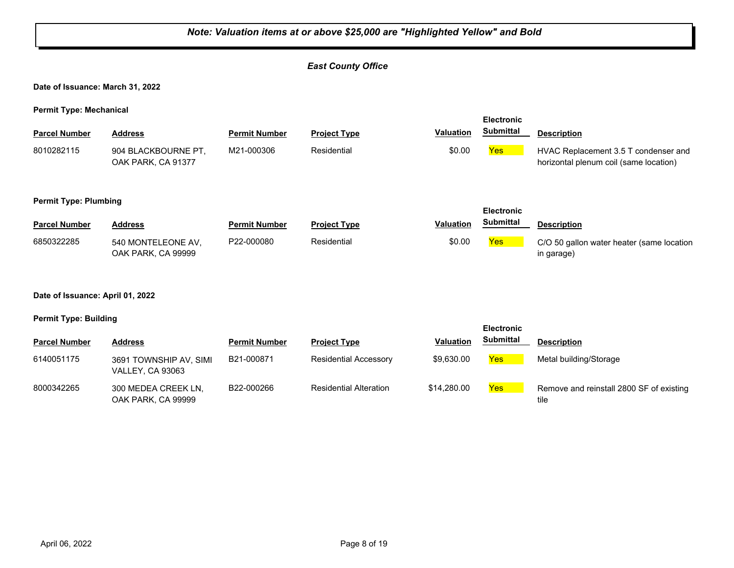***Note: Valuation items at or above $25,000 are "Highlighted Yellow" and Bold***

***East County Office***

**Date of Issuance: March 31, 2022**

**Permit Type: Mechanical**

| Parcel Number | Address | Permit Number | Project Type | Valuation | Electronic Submittal | Description |
|---|---|---|---|---|---|---|
| 8010282115 | 904 BLACKBOURNE PT, OAK PARK, CA 91377 | M21-000306 | Residential | $0.00 | Yes | HVAC Replacement 3.5 T condenser and horizontal plenum coil (same location) |

**Permit Type: Plumbing**

| Parcel Number | Address | Permit Number | Project Type | Valuation | Electronic Submittal | Description |
|---|---|---|---|---|---|---|
| 6850322285 | 540 MONTELEONE AV, OAK PARK, CA 99999 | P22-000080 | Residential | $0.00 | Yes | C/O 50 gallon water heater (same location in garage) |

**Date of Issuance: April 01, 2022**

**Permit Type: Building**

| Parcel Number | Address | Permit Number | Project Type | Valuation | Electronic Submittal | Description |
|---|---|---|---|---|---|---|
| 6140051175 | 3691 TOWNSHIP AV, SIMI VALLEY, CA 93063 | B21-000871 | Residential Accessory | $9,630.00 | Yes | Metal building/Storage |
| 8000342265 | 300 MEDEA CREEK LN, OAK PARK, CA 99999 | B22-000266 | Residential Alteration | $14,280.00 | Yes | Remove and reinstall 2800 SF of existing tile |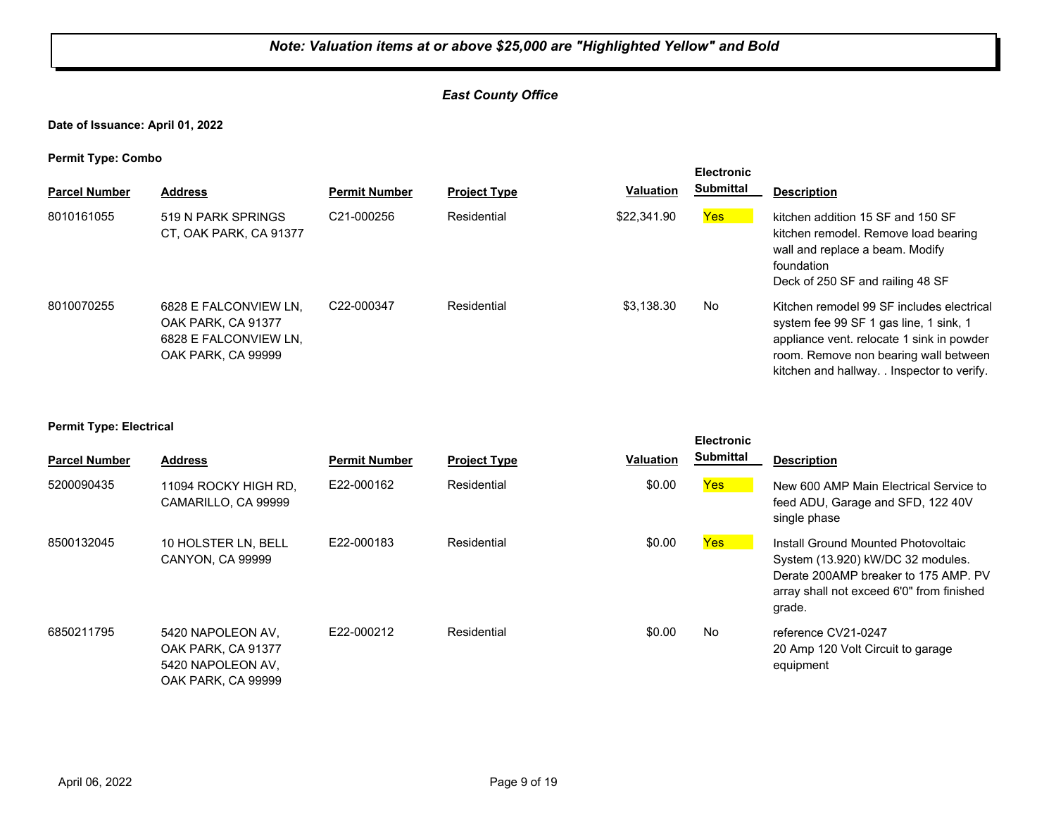***Note: Valuation items at or above $25,000 are "Highlighted Yellow" and Bold***

***East County Office***

**Date of Issuance: April 01, 2022**

**Permit Type: Combo**

| Parcel Number | Address | Permit Number | Project Type | Valuation | Electronic Submittal | Description |
|---|---|---|---|---|---|---|
| 8010161055 | 519 N PARK SPRINGS CT, OAK PARK, CA 91377 | C21-000256 | Residential | $22,341.90 | Yes | kitchen addition 15 SF and 150 SF kitchen remodel. Remove load bearing wall and replace a beam. Modify foundation Deck of 250 SF and railing 48 SF |
| 8010070255 | 6828 E FALCONVIEW LN, OAK PARK, CA 91377 6828 E FALCONVIEW LN, OAK PARK, CA 99999 | C22-000347 | Residential | $3,138.30 | No | Kitchen remodel 99 SF includes electrical system fee 99 SF 1 gas line, 1 sink, 1 appliance vent. relocate 1 sink in powder room. Remove non bearing wall between kitchen and hallway. . Inspector to verify. |

**Permit Type: Electrical**

| Parcel Number | Address | Permit Number | Project Type | Valuation | Electronic Submittal | Description |
|---|---|---|---|---|---|---|
| 5200090435 | 11094 ROCKY HIGH RD, CAMARILLO, CA 99999 | E22-000162 | Residential | $0.00 | Yes | New 600 AMP Main Electrical Service to feed ADU, Garage and SFD, 122 40V single phase |
| 8500132045 | 10 HOLSTER LN, BELL CANYON, CA 99999 | E22-000183 | Residential | $0.00 | Yes | Install Ground Mounted Photovoltaic System (13.920) kW/DC 32 modules. Derate 200AMP breaker to 175 AMP. PV array shall not exceed 6'0" from finished grade. |
| 6850211795 | 5420 NAPOLEON AV, OAK PARK, CA 91377 5420 NAPOLEON AV, OAK PARK, CA 99999 | E22-000212 | Residential | $0.00 | No | reference CV21-0247 20 Amp 120 Volt Circuit to garage equipment |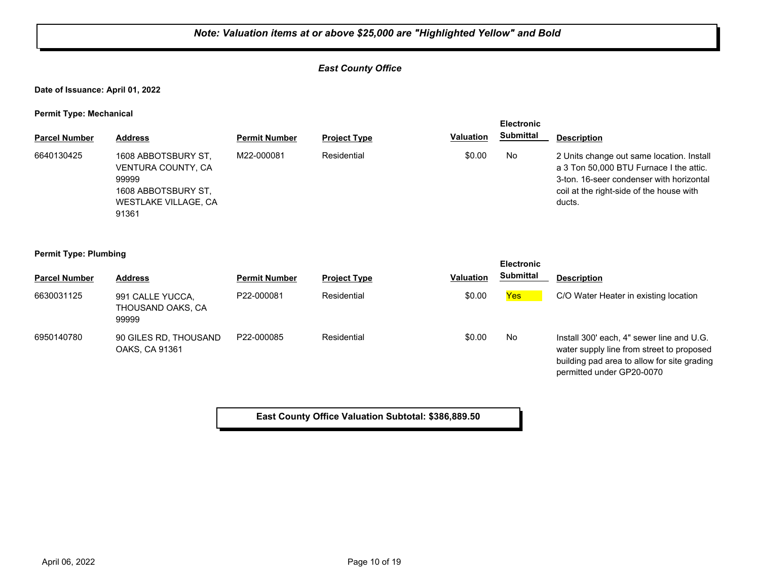***Note: Valuation items at or above $25,000 are "Highlighted Yellow" and Bold***

***East County Office***

**Date of Issuance: April 01, 2022**

**Permit Type: Mechanical**

| Parcel Number | Address | Permit Number | Project Type | Valuation | Electronic Submittal | Description |
|---|---|---|---|---|---|---|
| 6640130425 | 1608 ABBOTSBURY ST, VENTURA COUNTY, CA 99999<br>1608 ABBOTSBURY ST, WESTLAKE VILLAGE, CA 91361 | M22-000081 | Residential | $0.00 | No | 2 Units change out same location. Install a 3 Ton 50,000 BTU Furnace I the attic. 3-ton. 16-seer condenser with horizontal coil at the right-side of the house with ducts. |

**Permit Type: Plumbing**

| Parcel Number | Address | Permit Number | Project Type | Valuation | Electronic Submittal | Description |
|---|---|---|---|---|---|---|
| 6630031125 | 991 CALLE YUCCA, THOUSAND OAKS, CA 99999 | P22-000081 | Residential | $0.00 | Yes | C/O Water Heater in existing location |
| 6950140780 | 90 GILES RD, THOUSAND OAKS, CA 91361 | P22-000085 | Residential | $0.00 | No | Install 300' each, 4" sewer line and U.G. water supply line from street to proposed building pad area to allow for site grading permitted under GP20-0070 |

**East County Office Valuation Subtotal: $386,889.50**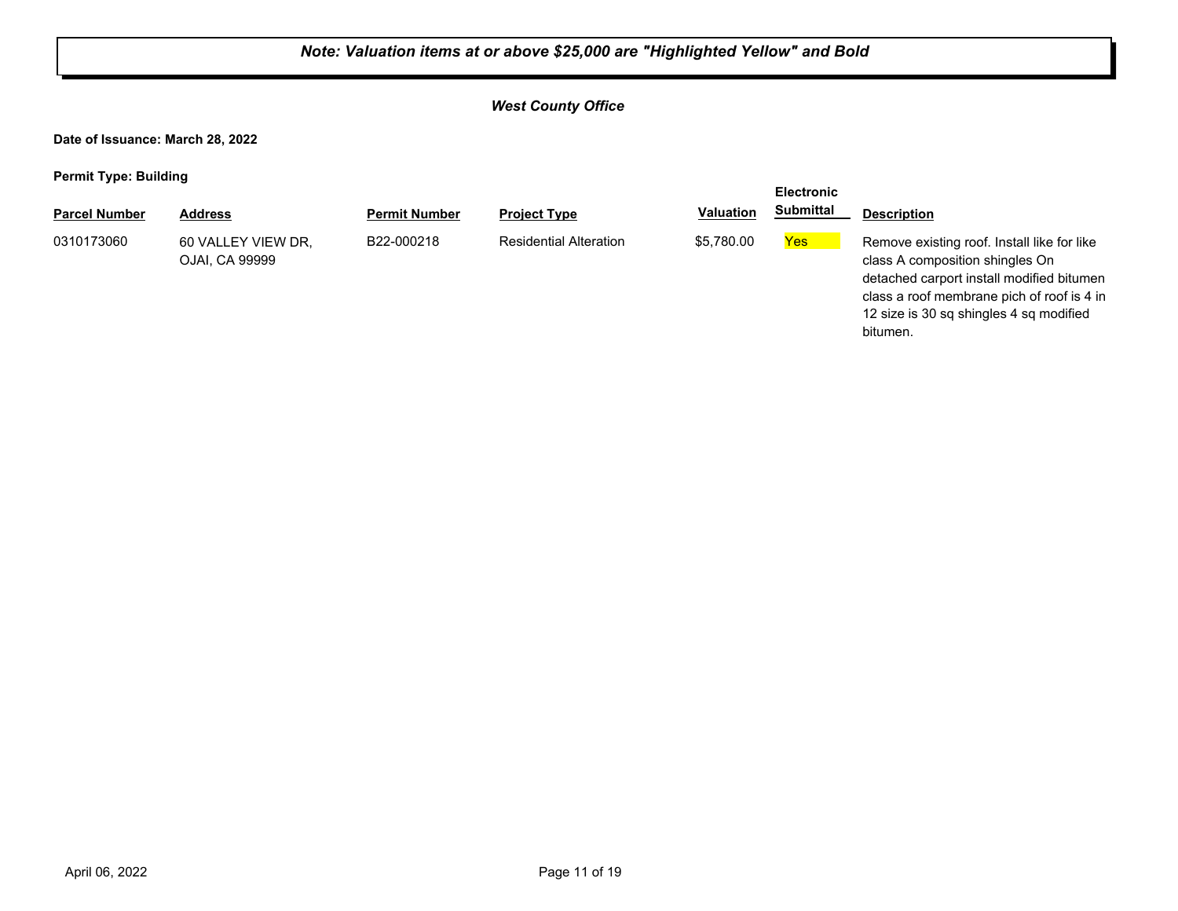***Note: Valuation items at or above $25,000 are "Highlighted Yellow" and Bold***

***West County Office***

**Date of Issuance: March 28, 2022**

**Permit Type: Building**

| Parcel Number | Address | Permit Number | Project Type | Valuation | Electronic Submittal | Description |
|---|---|---|---|---|---|---|
| 0310173060 | 60 VALLEY VIEW DR, OJAI, CA 99999 | B22-000218 | Residential Alteration | $5,780.00 | Yes | Remove existing roof. Install like for like class A composition shingles On detached carport install modified bitumen class a roof membrane pich of roof is 4 in 12 size is 30 sq shingles 4 sq modified bitumen. |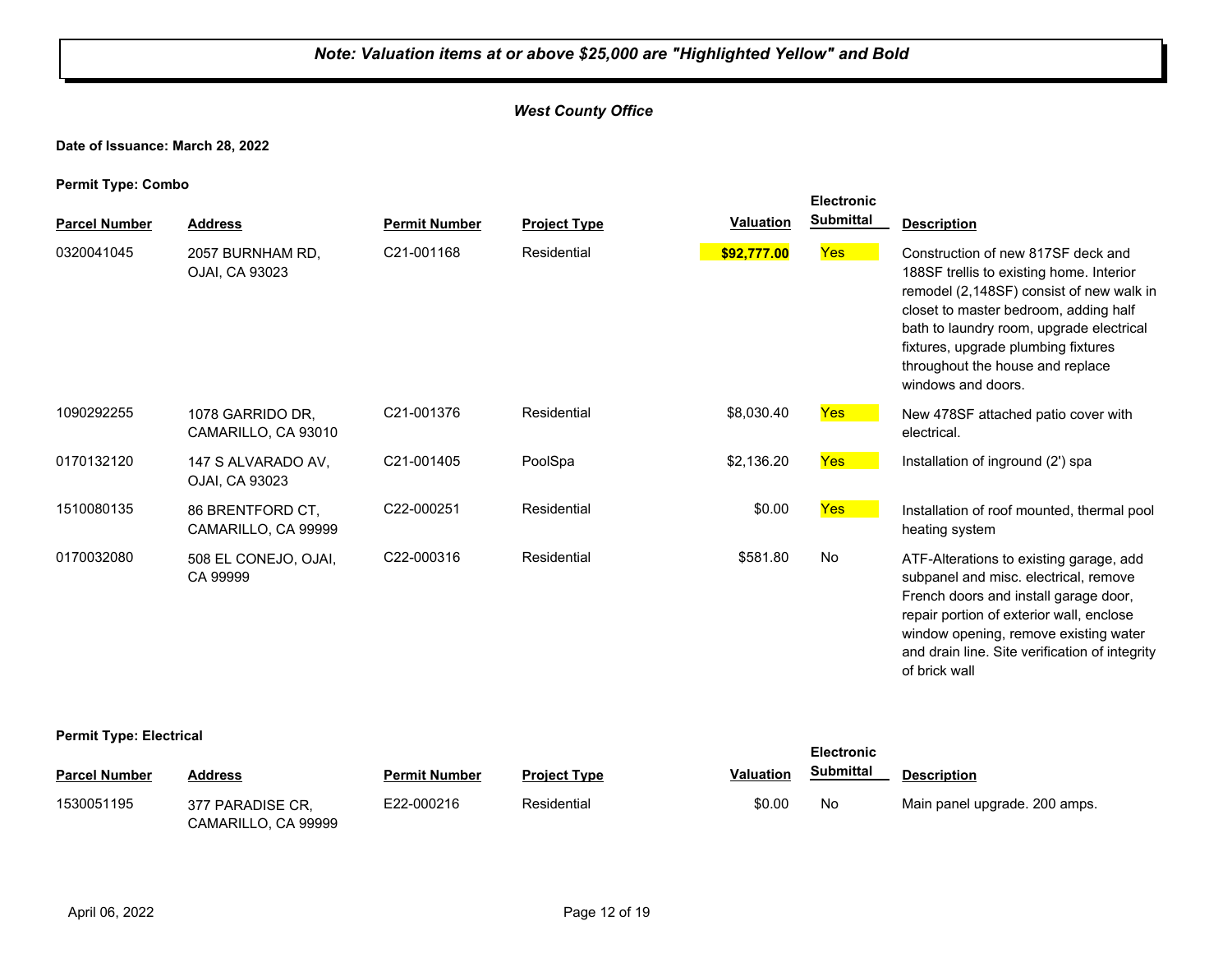***Note: Valuation items at or above $25,000 are "Highlighted Yellow" and Bold***

***West County Office***

**Date of Issuance: March 28, 2022**

**Permit Type: Combo**

| Parcel Number | Address | Permit Number | Project Type | Valuation | Electronic Submittal | Description |
|---|---|---|---|---|---|---|
| 0320041045 | 2057 BURNHAM RD, OJAI, CA 93023 | C21-001168 | Residential | **$92,777.00** | Yes | Construction of new 817SF deck and 188SF trellis to existing home. Interior remodel (2,148SF) consist of new walk in closet to master bedroom, adding half bath to laundry room, upgrade electrical fixtures, upgrade plumbing fixtures throughout the house and replace windows and doors. |
| 1090292255 | 1078 GARRIDO DR, CAMARILLO, CA 93010 | C21-001376 | Residential | $8,030.40 | Yes | New 478SF attached patio cover with electrical. |
| 0170132120 | 147 S ALVARADO AV, OJAI, CA 93023 | C21-001405 | PoolSpa | $2,136.20 | Yes | Installation of inground (2') spa |
| 1510080135 | 86 BRENTFORD CT, CAMARILLO, CA 99999 | C22-000251 | Residential | $0.00 | Yes | Installation of roof mounted, thermal pool heating system |
| 0170032080 | 508 EL CONEJO, OJAI, CA 99999 | C22-000316 | Residential | $581.80 | No | ATF-Alterations to existing garage, add subpanel and misc. electrical, remove French doors and install garage door, repair portion of exterior wall, enclose window opening, remove existing water and drain line. Site verification of integrity of brick wall |

**Permit Type: Electrical**

| Parcel Number | Address | Permit Number | Project Type | Valuation | Electronic Submittal | Description |
|---|---|---|---|---|---|---|
| 1530051195 | 377 PARADISE CR, CAMARILLO, CA 99999 | E22-000216 | Residential | $0.00 | No | Main panel upgrade. 200 amps. |

April 06, 2022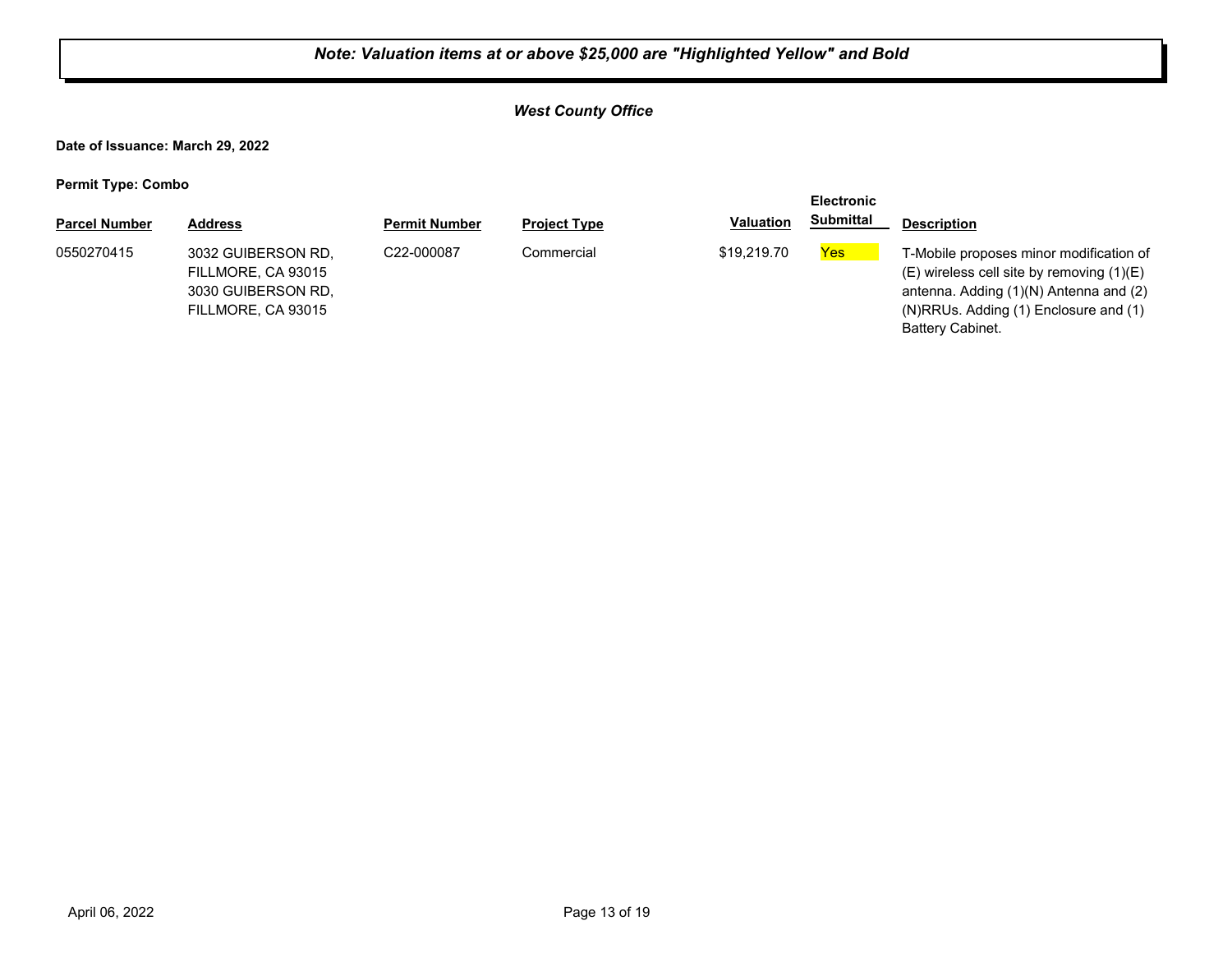***Note: Valuation items at or above $25,000 are "Highlighted Yellow" and Bold***

***West County Office***

**Date of Issuance: March 29, 2022**

**Permit Type: Combo**

| Parcel Number | Address | Permit Number | Project Type | Valuation | Electronic Submittal | Description |
|---|---|---|---|---|---|---|
| 0550270415 | 3032 GUIBERSON RD, FILLMORE, CA 93015 3030 GUIBERSON RD, FILLMORE, CA 93015 | C22-000087 | Commercial | $19,219.70 | Yes | T-Mobile proposes minor modification of (E) wireless cell site by removing (1)(E) antenna. Adding (1)(N) Antenna and (2) (N)RRUs. Adding (1) Enclosure and (1) Battery Cabinet. |

April 06, 2022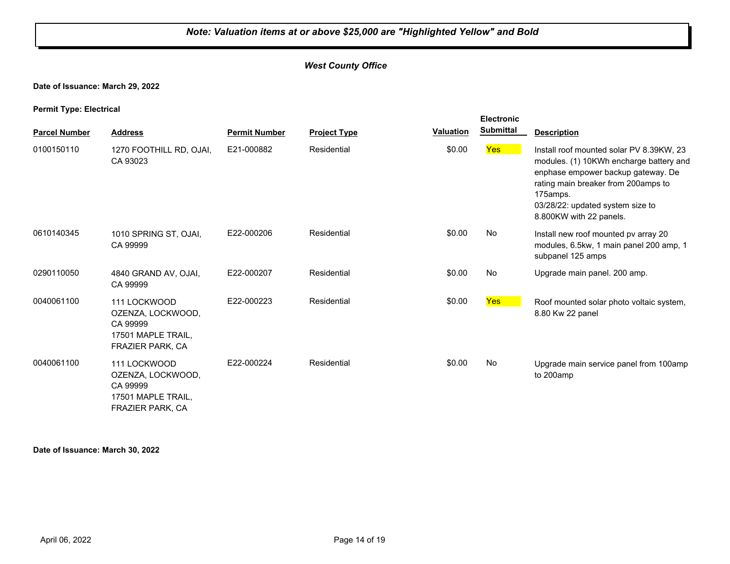***Note: Valuation items at or above $25,000 are "Highlighted Yellow" and Bold***

***West County Office***

**Date of Issuance: March 29, 2022**

**Permit Type: Electrical**

| Parcel Number | Address | Permit Number | Project Type | Valuation | Electronic Submittal | Description |
|---|---|---|---|---|---|---|
| 0100150110 | 1270 FOOTHILL RD, OJAI, CA 93023 | E21-000882 | Residential | $0.00 | Yes | Install roof mounted solar PV 8.39KW, 23 modules. (1) 10KWh encharge battery and enphase empower backup gateway. De rating main breaker from 200amps to 175amps. 03/28/22: updated system size to 8.800KW with 22 panels. |
| 0610140345 | 1010 SPRING ST, OJAI, CA 99999 | E22-000206 | Residential | $0.00 | No | Install new roof mounted pv array 20 modules, 6.5kw, 1 main panel 200 amp, 1 subpanel 125 amps |
| 0290110050 | 4840 GRAND AV, OJAI, CA 99999 | E22-000207 | Residential | $0.00 | No | Upgrade main panel. 200 amp. |
| 0040061100 | 111 LOCKWOOD OZENZA, LOCKWOOD, CA 99999 17501 MAPLE TRAIL, FRAZIER PARK, CA | E22-000223 | Residential | $0.00 | Yes | Roof mounted solar photo voltaic system, 8.80 Kw 22 panel |
| 0040061100 | 111 LOCKWOOD OZENZA, LOCKWOOD, CA 99999 17501 MAPLE TRAIL, FRAZIER PARK, CA | E22-000224 | Residential | $0.00 | No | Upgrade main service panel from 100amp to 200amp |

**Date of Issuance: March 30, 2022**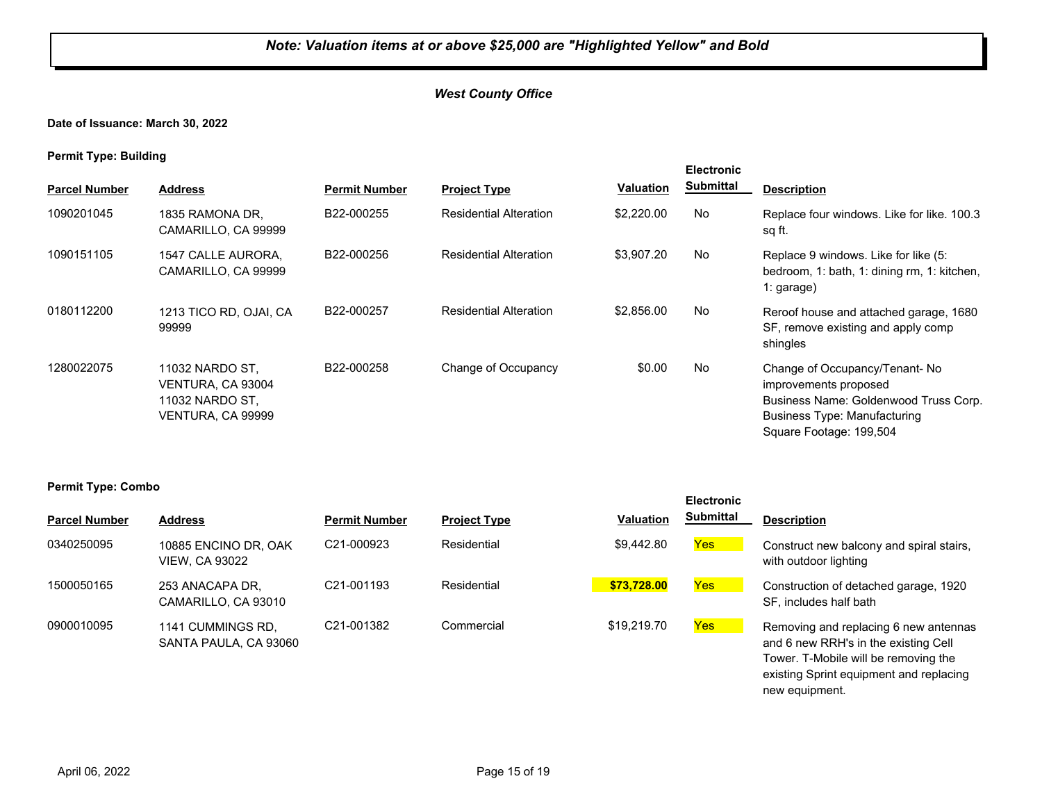***Note: Valuation items at or above $25,000 are "Highlighted Yellow" and Bold***

***West County Office***

**Date of Issuance: March 30, 2022**

**Permit Type: Building**

| Parcel Number | Address | Permit Number | Project Type | Valuation | Electronic Submittal | Description |
|---|---|---|---|---|---|---|
| 1090201045 | 1835 RAMONA DR, CAMARILLO, CA 99999 | B22-000255 | Residential Alteration | $2,220.00 | No | Replace four windows. Like for like. 100.3 sq ft. |
| 1090151105 | 1547 CALLE AURORA, CAMARILLO, CA 99999 | B22-000256 | Residential Alteration | $3,907.20 | No | Replace 9 windows. Like for like (5: bedroom, 1: bath, 1: dining rm, 1: kitchen, 1: garage) |
| 0180112200 | 1213 TICO RD, OJAI, CA 99999 | B22-000257 | Residential Alteration | $2,856.00 | No | Reroof house and attached garage, 1680 SF, remove existing and apply comp shingles |
| 1280022075 | 11032 NARDO ST, VENTURA, CA 93004 11032 NARDO ST, VENTURA, CA 99999 | B22-000258 | Change of Occupancy | $0.00 | No | Change of Occupancy/Tenant- No improvements proposed Business Name: Goldenwood Truss Corp. Business Type: Manufacturing Square Footage: 199,504 |

**Permit Type: Combo**

| Parcel Number | Address | Permit Number | Project Type | Valuation | Electronic Submittal | Description |
|---|---|---|---|---|---|---|
| 0340250095 | 10885 ENCINO DR, OAK VIEW, CA 93022 | C21-000923 | Residential | $9,442.80 | Yes | Construct new balcony and spiral stairs, with outdoor lighting |
| 1500050165 | 253 ANACAPA DR, CAMARILLO, CA 93010 | C21-001193 | Residential | **$73,728.00** | Yes | Construction of detached garage, 1920 SF, includes half bath |
| 0900010095 | 1141 CUMMINGS RD, SANTA PAULA, CA 93060 | C21-001382 | Commercial | $19,219.70 | Yes | Removing and replacing 6 new antennas and 6 new RRH's in the existing Cell Tower. T-Mobile will be removing the existing Sprint equipment and replacing new equipment. |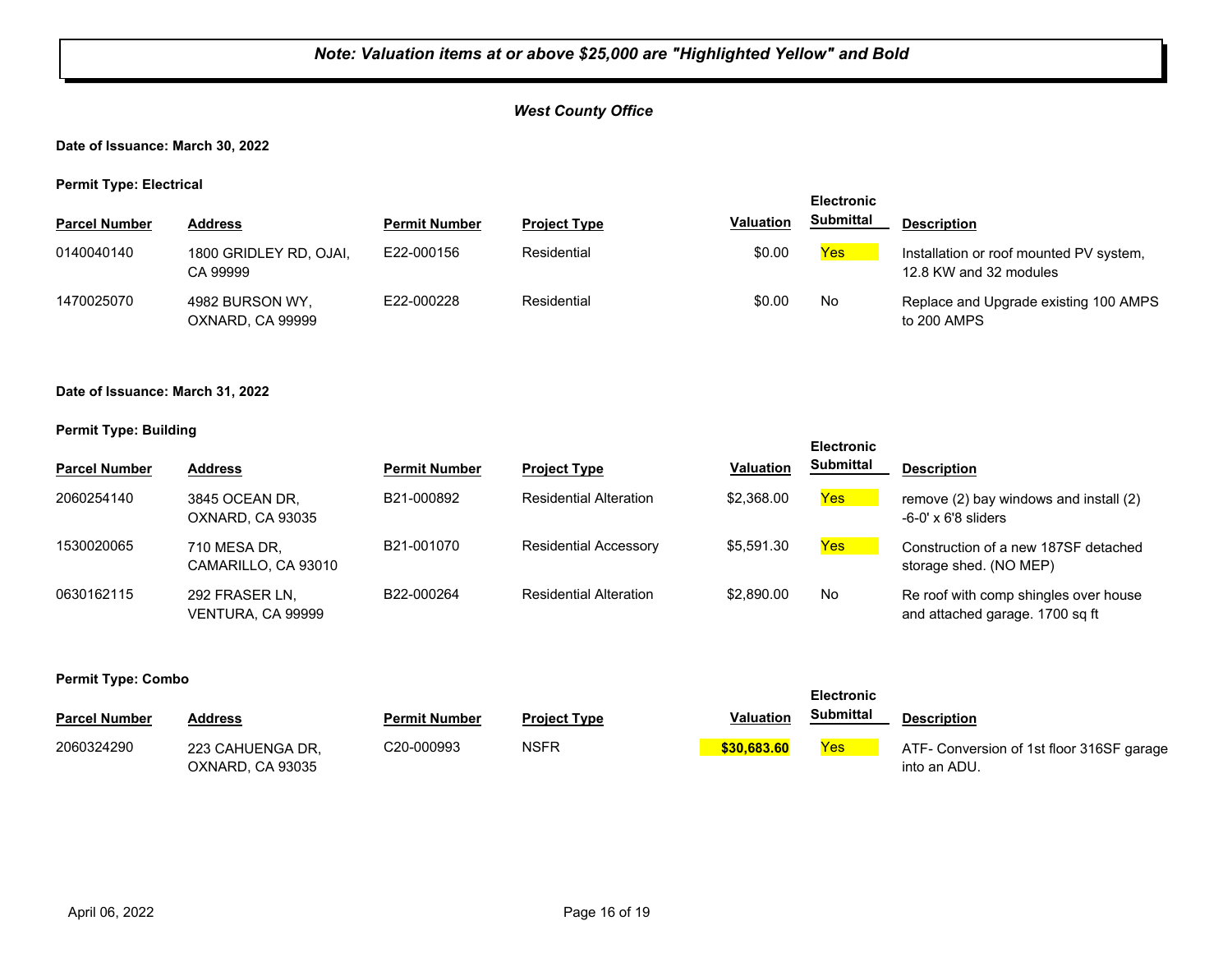***Note: Valuation items at or above $25,000 are "Highlighted Yellow" and Bold***

***West County Office***

**Date of Issuance: March 30, 2022**

**Permit Type: Electrical**

| Parcel Number | Address | Permit Number | Project Type | Valuation | Electronic Submittal | Description |
|---|---|---|---|---|---|---|
| 0140040140 | 1800 GRIDLEY RD, OJAI, CA 99999 | E22-000156 | Residential | $0.00 | Yes | Installation or roof mounted PV system, 12.8 KW and 32 modules |
| 1470025070 | 4982 BURSON WY, OXNARD, CA 99999 | E22-000228 | Residential | $0.00 | No | Replace and Upgrade existing 100 AMPS to 200 AMPS |

**Date of Issuance: March 31, 2022**

**Permit Type: Building**

| Parcel Number | Address | Permit Number | Project Type | Valuation | Electronic Submittal | Description |
|---|---|---|---|---|---|---|
| 2060254140 | 3845 OCEAN DR, OXNARD, CA 93035 | B21-000892 | Residential Alteration | $2,368.00 | Yes | remove (2) bay windows and install (2) -6-0' x 6'8 sliders |
| 1530020065 | 710 MESA DR, CAMARILLO, CA 93010 | B21-001070 | Residential Accessory | $5,591.30 | Yes | Construction of a new 187SF detached storage shed. (NO MEP) |
| 0630162115 | 292 FRASER LN, VENTURA, CA 99999 | B22-000264 | Residential Alteration | $2,890.00 | No | Re roof with comp shingles over house and attached garage. 1700 sq ft |

**Permit Type: Combo**

| Parcel Number | Address | Permit Number | Project Type | Valuation | Electronic Submittal | Description |
|---|---|---|---|---|---|---|
| 2060324290 | 223 CAHUENGA DR, OXNARD, CA 93035 | C20-000993 | NSFR | **$30,683.60** | Yes | ATF- Conversion of 1st floor 316SF garage into an ADU. |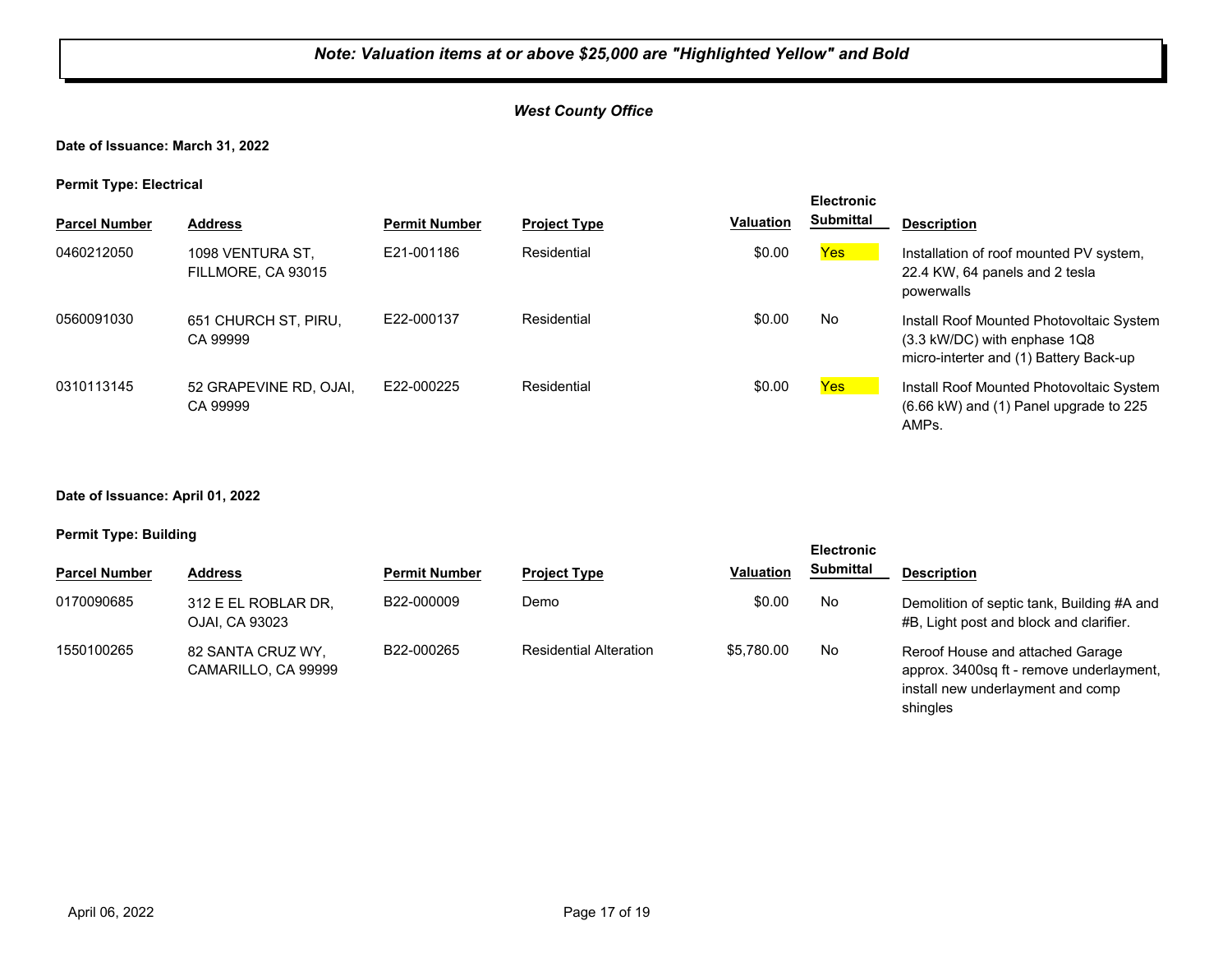**Note: Valuation items at or above $25,000 are "Highlighted Yellow" and Bold**

***West County Office***

**Date of Issuance: March 31, 2022**

**Permit Type: Electrical**

| Parcel Number | Address | Permit Number | Project Type | Valuation | Electronic Submittal | Description |
|---|---|---|---|---|---|---|
| 0460212050 | 1098 VENTURA ST, FILLMORE, CA 93015 | E21-001186 | Residential | $0.00 | Yes | Installation of roof mounted PV system, 22.4 KW, 64 panels and 2 tesla powerwalls |
| 0560091030 | 651 CHURCH ST, PIRU, CA 99999 | E22-000137 | Residential | $0.00 | No | Install Roof Mounted Photovoltaic System (3.3 kW/DC) with enphase 1Q8 micro-interter and (1) Battery Back-up |
| 0310113145 | 52 GRAPEVINE RD, OJAI, CA 99999 | E22-000225 | Residential | $0.00 | Yes | Install Roof Mounted Photovoltaic System (6.66 kW) and (1) Panel upgrade to 225 AMPs. |

**Date of Issuance: April 01, 2022**

**Permit Type: Building**

| Parcel Number | Address | Permit Number | Project Type | Valuation | Electronic Submittal | Description |
|---|---|---|---|---|---|---|
| 0170090685 | 312 E EL ROBLAR DR, OJAI, CA 93023 | B22-000009 | Demo | $0.00 | No | Demolition of septic tank, Building #A and #B, Light post and block and clarifier. |
| 1550100265 | 82 SANTA CRUZ WY, CAMARILLO, CA 99999 | B22-000265 | Residential Alteration | $5,780.00 | No | Reroof House and attached Garage approx. 3400sq ft - remove underlayment, install new underlayment and comp shingles |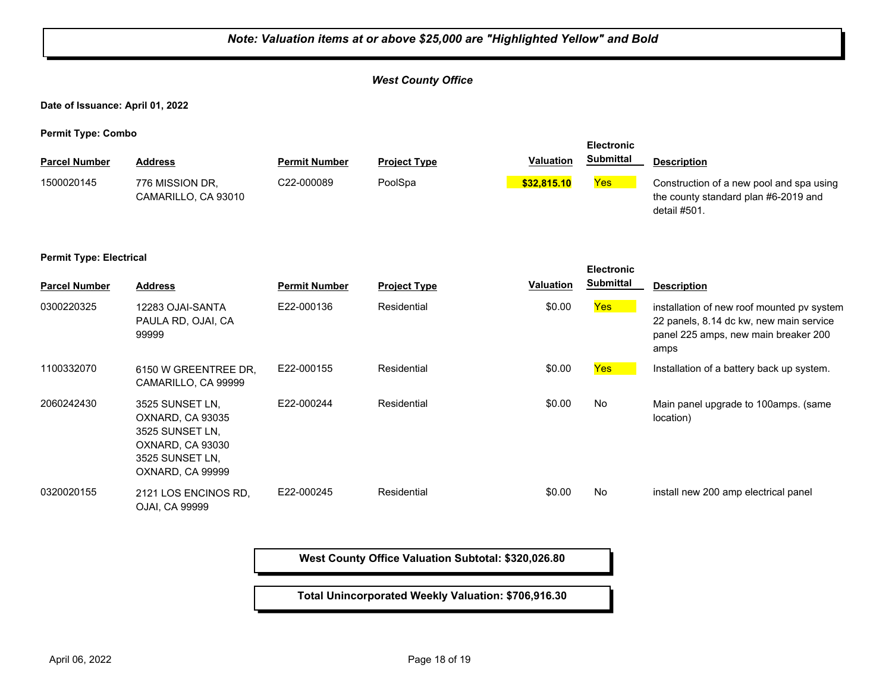***Note: Valuation items at or above $25,000 are "Highlighted Yellow" and Bold***

***West County Office***

**Date of Issuance: April 01, 2022**

**Permit Type: Combo**

| Parcel Number | Address | Permit Number | Project Type | Valuation | Electronic Submittal | Description |
|---|---|---|---|---|---|---|
| 1500020145 | 776 MISSION DR, CAMARILLO, CA 93010 | C22-000089 | PoolSpa | **$32,815.10** | Yes | Construction of a new pool and spa using the county standard plan #6-2019 and detail #501. |

**Permit Type: Electrical**

| Parcel Number | Address | Permit Number | Project Type | Valuation | Electronic Submittal | Description |
|---|---|---|---|---|---|---|
| 0300220325 | 12283 OJAI-SANTA PAULA RD, OJAI, CA 99999 | E22-000136 | Residential | $0.00 | Yes | installation of new roof mounted pv system 22 panels, 8.14 dc kw, new main service panel 225 amps, new main breaker 200 amps |
| 1100332070 | 6150 W GREENTREE DR, CAMARILLO, CA 99999 | E22-000155 | Residential | $0.00 | Yes | Installation of a battery back up system. |
| 2060242430 | 3525 SUNSET LN, OXNARD, CA 93035 3525 SUNSET LN, OXNARD, CA 93030 3525 SUNSET LN, OXNARD, CA 99999 | E22-000244 | Residential | $0.00 | No | Main panel upgrade to 100amps. (same location) |
| 0320020155 | 2121 LOS ENCINOS RD, OJAI, CA 99999 | E22-000245 | Residential | $0.00 | No | install new 200 amp electrical panel |

**West County Office Valuation Subtotal: $320,026.80**

**Total Unincorporated Weekly Valuation: $706,916.30**

April 06, 2022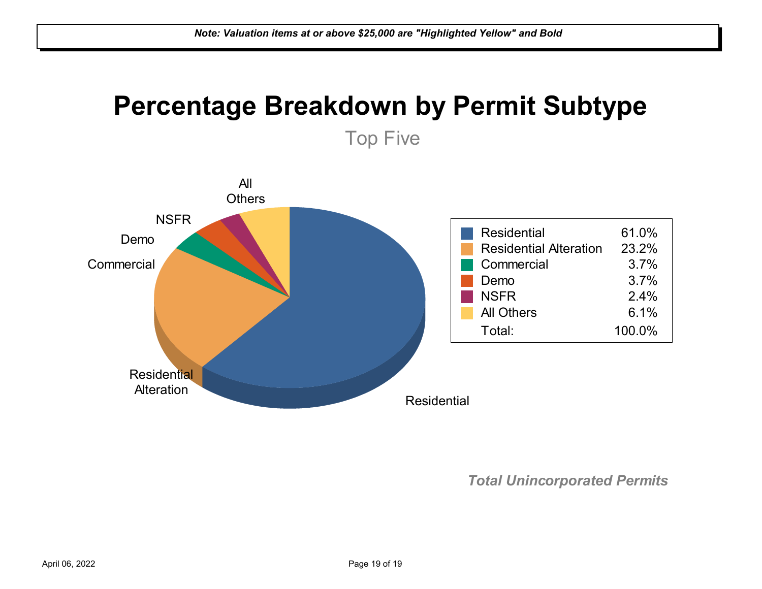**Note: Valuation items at or above $25,000 are "Highlighted Yellow" and Bold**

# Percentage Breakdown by Permit Subtype

Top Five

All Others

NSFR

Demo

Commercial

Residential Alteration

Residential

Residential 61.0%

Residential Alteration 23.2%

Commercial 3.7%

Demo 3.7%

NSFR 2.4%

All Others 6.1%

Total: 100.0%

*Total Unincorporated Permits*

April 06, 2022